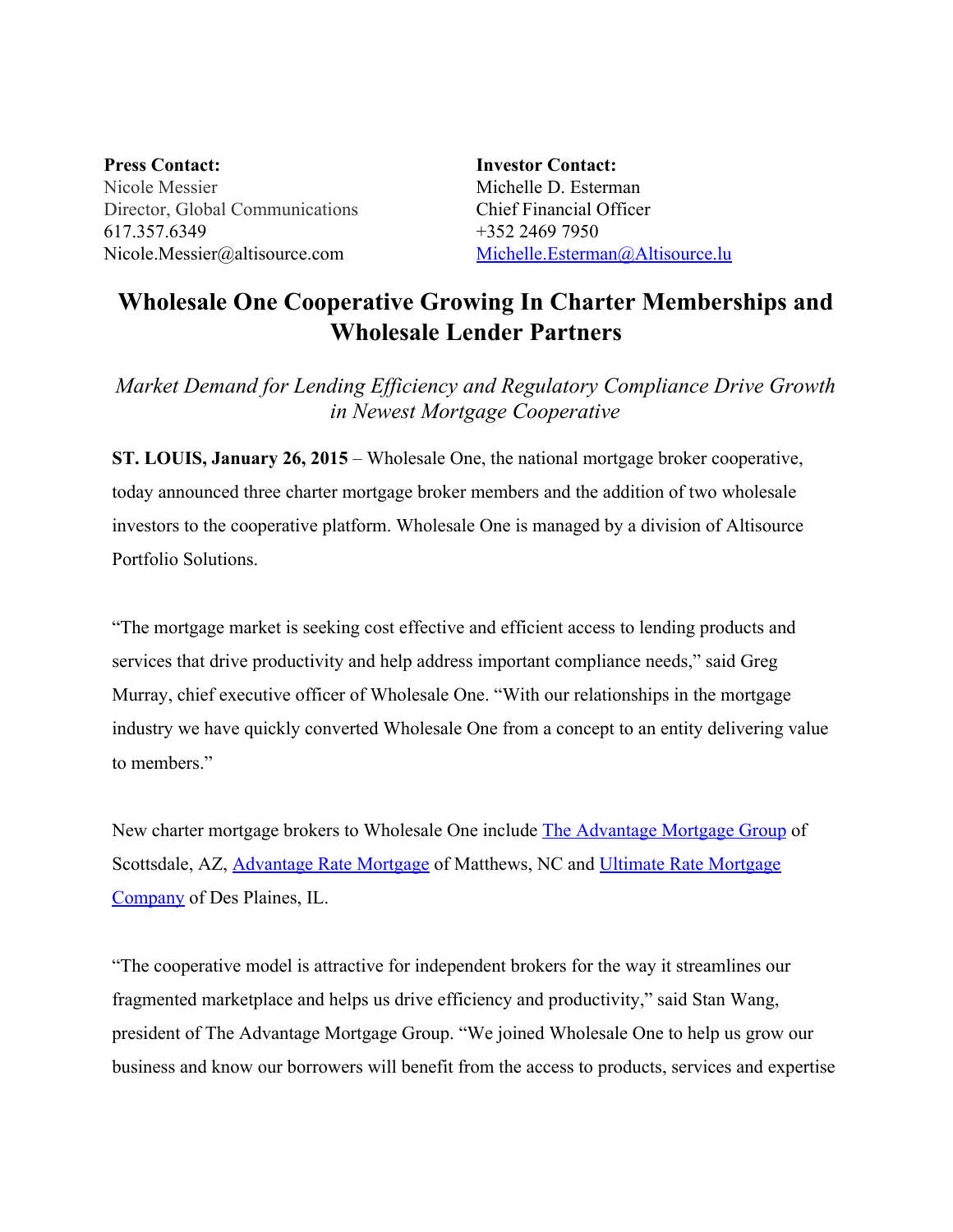**Press Contact:**
Nicole Messier
Director, Global Communications
617.357.6349
Nicole.Messier@altisource.com

**Investor Contact:**
Michelle D. Esterman
Chief Financial Officer
+352 2469 7950
Michelle.Esterman@Altisource.lu

# Wholesale One Cooperative Growing In Charter Memberships and Wholesale Lender Partners

*Market Demand for Lending Efficiency and Regulatory Compliance Drive Growth in Newest Mortgage Cooperative*

**ST. LOUIS, January 26, 2015** – Wholesale One, the national mortgage broker cooperative, today announced three charter mortgage broker members and the addition of two wholesale investors to the cooperative platform. Wholesale One is managed by a division of Altisource Portfolio Solutions.

"The mortgage market is seeking cost effective and efficient access to lending products and services that drive productivity and help address important compliance needs," said Greg Murray, chief executive officer of Wholesale One. "With our relationships in the mortgage industry we have quickly converted Wholesale One from a concept to an entity delivering value to members."

New charter mortgage brokers to Wholesale One include The Advantage Mortgage Group of Scottsdale, AZ, Advantage Rate Mortgage of Matthews, NC and Ultimate Rate Mortgage Company of Des Plaines, IL.

"The cooperative model is attractive for independent brokers for the way it streamlines our fragmented marketplace and helps us drive efficiency and productivity," said Stan Wang, president of The Advantage Mortgage Group. "We joined Wholesale One to help us grow our business and know our borrowers will benefit from the access to products, services and expertise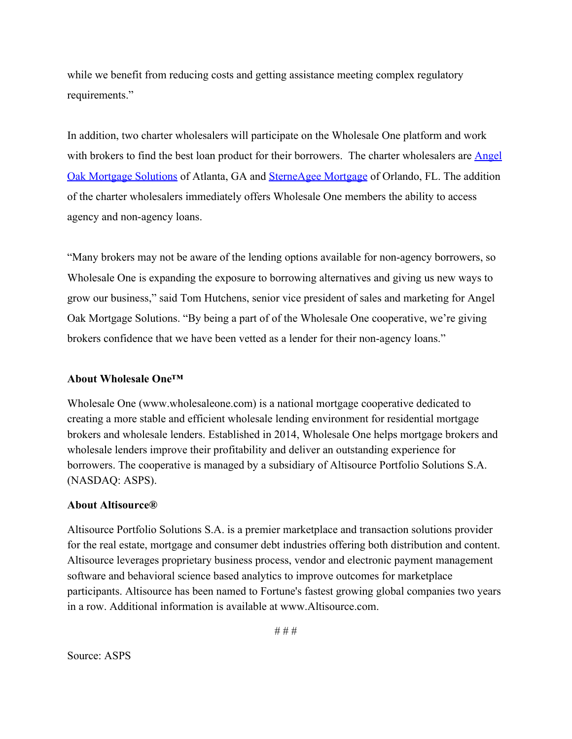while we benefit from reducing costs and getting assistance meeting complex regulatory requirements."

In addition, two charter wholesalers will participate on the Wholesale One platform and work with brokers to find the best loan product for their borrowers. The charter wholesalers are Angel Oak Mortgage Solutions of Atlanta, GA and SterneAgee Mortgage of Orlando, FL. The addition of the charter wholesalers immediately offers Wholesale One members the ability to access agency and non-agency loans.

"Many brokers may not be aware of the lending options available for non-agency borrowers, so Wholesale One is expanding the exposure to borrowing alternatives and giving us new ways to grow our business," said Tom Hutchens, senior vice president of sales and marketing for Angel Oak Mortgage Solutions. "By being a part of of the Wholesale One cooperative, we're giving brokers confidence that we have been vetted as a lender for their non-agency loans."

**About Wholesale One™**

Wholesale One (www.wholesaleone.com) is a national mortgage cooperative dedicated to creating a more stable and efficient wholesale lending environment for residential mortgage brokers and wholesale lenders. Established in 2014, Wholesale One helps mortgage brokers and wholesale lenders improve their profitability and deliver an outstanding experience for borrowers. The cooperative is managed by a subsidiary of Altisource Portfolio Solutions S.A. (NASDAQ: ASPS).

**About Altisource®**

Altisource Portfolio Solutions S.A. is a premier marketplace and transaction solutions provider for the real estate, mortgage and consumer debt industries offering both distribution and content. Altisource leverages proprietary business process, vendor and electronic payment management software and behavioral science based analytics to improve outcomes for marketplace participants. Altisource has been named to Fortune's fastest growing global companies two years in a row. Additional information is available at www.Altisource.com.

# # #

Source: ASPS